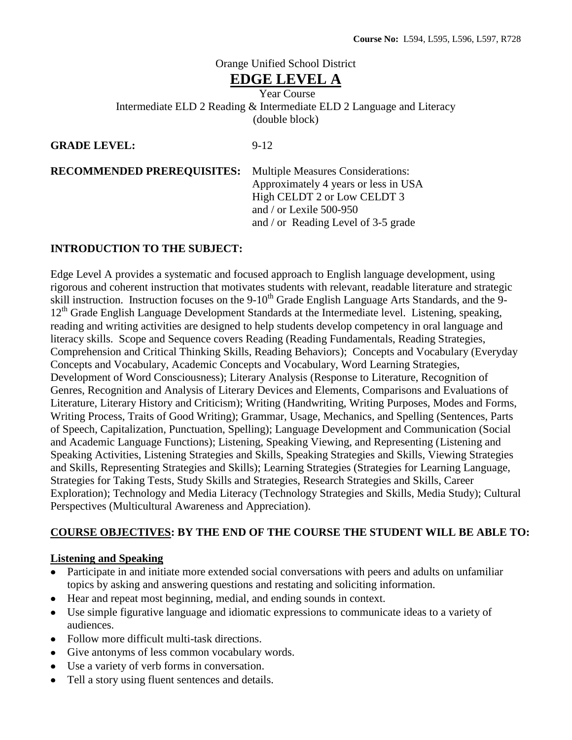**Course No:** L594, L595, L596, L597, R728

Orange Unified School District

# EDGE LEVEL A

Year Course

Intermediate ELD 2 Reading & Intermediate ELD 2 Language and Literacy

(double block)

**GRADE LEVEL:** 9-12

**RECOMMENDED PREREQUISITES:** Multiple Measures Considerations:
Approximately 4 years or less in USA
High CELDT 2 or Low CELDT 3
and / or Lexile 500-950
and / or Reading Level of 3-5 grade

## INTRODUCTION TO THE SUBJECT:

Edge Level A provides a systematic and focused approach to English language development, using rigorous and coherent instruction that motivates students with relevant, readable literature and strategic skill instruction. Instruction focuses on the 9-10th Grade English Language Arts Standards, and the 9-12th Grade English Language Development Standards at the Intermediate level. Listening, speaking, reading and writing activities are designed to help students develop competency in oral language and literacy skills. Scope and Sequence covers Reading (Reading Fundamentals, Reading Strategies, Comprehension and Critical Thinking Skills, Reading Behaviors); Concepts and Vocabulary (Everyday Concepts and Vocabulary, Academic Concepts and Vocabulary, Word Learning Strategies, Development of Word Consciousness); Literary Analysis (Response to Literature, Recognition of Genres, Recognition and Analysis of Literary Devices and Elements, Comparisons and Evaluations of Literature, Literary History and Criticism); Writing (Handwriting, Writing Purposes, Modes and Forms, Writing Process, Traits of Good Writing); Grammar, Usage, Mechanics, and Spelling (Sentences, Parts of Speech, Capitalization, Punctuation, Spelling); Language Development and Communication (Social and Academic Language Functions); Listening, Speaking Viewing, and Representing (Listening and Speaking Activities, Listening Strategies and Skills, Speaking Strategies and Skills, Viewing Strategies and Skills, Representing Strategies and Skills); Learning Strategies (Strategies for Learning Language, Strategies for Taking Tests, Study Skills and Strategies, Research Strategies and Skills, Career Exploration); Technology and Media Literacy (Technology Strategies and Skills, Media Study); Cultural Perspectives (Multicultural Awareness and Appreciation).

## COURSE OBJECTIVES: BY THE END OF THE COURSE THE STUDENT WILL BE ABLE TO:

### Listening and Speaking

- Participate in and initiate more extended social conversations with peers and adults on unfamiliar topics by asking and answering questions and restating and soliciting information.
- Hear and repeat most beginning, medial, and ending sounds in context.
- Use simple figurative language and idiomatic expressions to communicate ideas to a variety of audiences.
- Follow more difficult multi-task directions.
- Give antonyms of less common vocabulary words.
- Use a variety of verb forms in conversation.
- Tell a story using fluent sentences and details.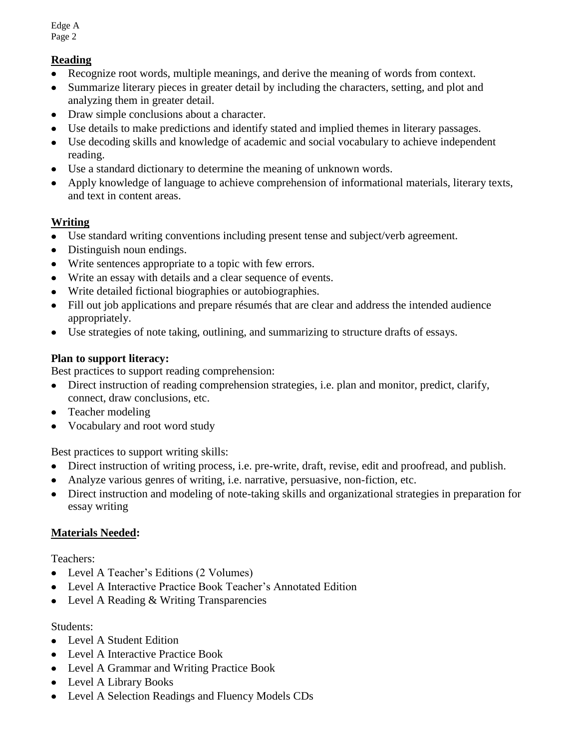## Reading

- Recognize root words, multiple meanings, and derive the meaning of words from context.
- Summarize literary pieces in greater detail by including the characters, setting, and plot and analyzing them in greater detail.
- Draw simple conclusions about a character.
- Use details to make predictions and identify stated and implied themes in literary passages.
- Use decoding skills and knowledge of academic and social vocabulary to achieve independent reading.
- Use a standard dictionary to determine the meaning of unknown words.
- Apply knowledge of language to achieve comprehension of informational materials, literary texts, and text in content areas.

## Writing

- Use standard writing conventions including present tense and subject/verb agreement.
- Distinguish noun endings.
- Write sentences appropriate to a topic with few errors.
- Write an essay with details and a clear sequence of events.
- Write detailed fictional biographies or autobiographies.
- Fill out job applications and prepare résumés that are clear and address the intended audience appropriately.
- Use strategies of note taking, outlining, and summarizing to structure drafts of essays.

**Plan to support literacy:**

Best practices to support reading comprehension:

- Direct instruction of reading comprehension strategies, i.e. plan and monitor, predict, clarify, connect, draw conclusions, etc.
- Teacher modeling
- Vocabulary and root word study

Best practices to support writing skills:

- Direct instruction of writing process, i.e. pre-write, draft, revise, edit and proofread, and publish.
- Analyze various genres of writing, i.e. narrative, persuasive, non-fiction, etc.
- Direct instruction and modeling of note-taking skills and organizational strategies in preparation for essay writing

## Materials Needed:

Teachers:

- Level A Teacher's Editions (2 Volumes)
- Level A Interactive Practice Book Teacher's Annotated Edition
- Level A Reading & Writing Transparencies

Students:

- Level A Student Edition
- Level A Interactive Practice Book
- Level A Grammar and Writing Practice Book
- Level A Library Books
- Level A Selection Readings and Fluency Models CDs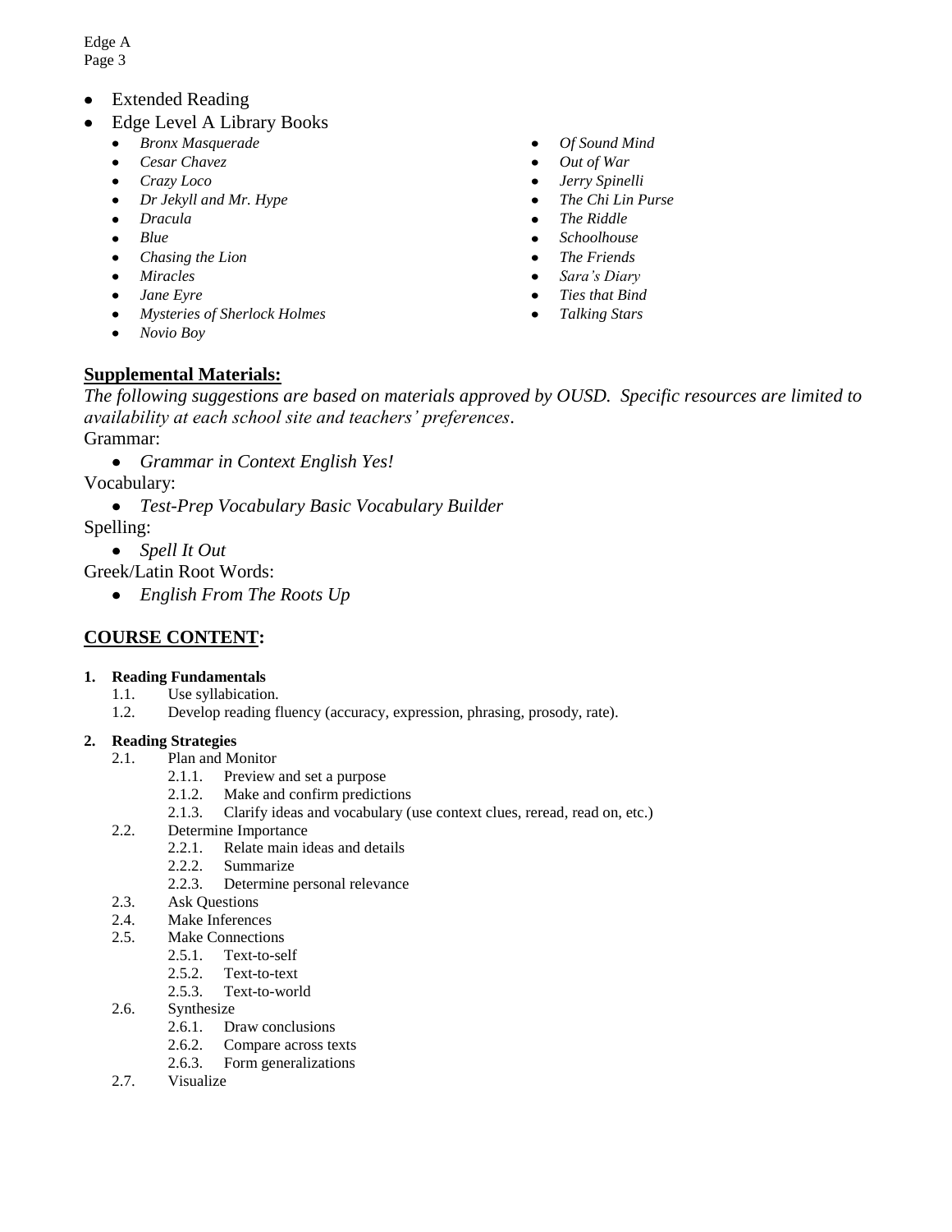- Extended Reading
- Edge Level A Library Books
  - *Bronx Masquerade*
  - *Cesar Chavez*
  - *Crazy Loco*
  - *Dr Jekyll and Mr. Hype*
  - *Dracula*
  - *Blue*
  - *Chasing the Lion*
  - *Miracles*
  - *Jane Eyre*
  - *Mysteries of Sherlock Holmes*
  - *Novio Boy*
  - *Of Sound Mind*
  - *Out of War*
  - *Jerry Spinelli*
  - *The Chi Lin Purse*
  - *The Riddle*
  - *Schoolhouse*
  - *The Friends*
  - *Sara's Diary*
  - *Ties that Bind*
  - *Talking Stars*

## **Supplemental Materials:**

*The following suggestions are based on materials approved by OUSD. Specific resources are limited to availability at each school site and teachers' preferences.*

Grammar:

- *Grammar in Context English Yes!*

Vocabulary:

- *Test-Prep Vocabulary Basic Vocabulary Builder*

Spelling:

- *Spell It Out*

Greek/Latin Root Words:

- *English From The Roots Up*

## **COURSE CONTENT:**

**1. Reading Fundamentals**

1.1. Use syllabication.

1.2. Develop reading fluency (accuracy, expression, phrasing, prosody, rate).

**2. Reading Strategies**

2.1. Plan and Monitor

- 2.1.1. Preview and set a purpose
- 2.1.2. Make and confirm predictions
- 2.1.3. Clarify ideas and vocabulary (use context clues, reread, read on, etc.)

2.2. Determine Importance

- 2.2.1. Relate main ideas and details
- 2.2.2. Summarize
- 2.2.3. Determine personal relevance

2.3. Ask Questions

2.4. Make Inferences

2.5. Make Connections

- 2.5.1. Text-to-self
- 2.5.2. Text-to-text
- 2.5.3. Text-to-world

2.6. Synthesize

- 2.6.1. Draw conclusions
- 2.6.2. Compare across texts
- 2.6.3. Form generalizations

2.7. Visualize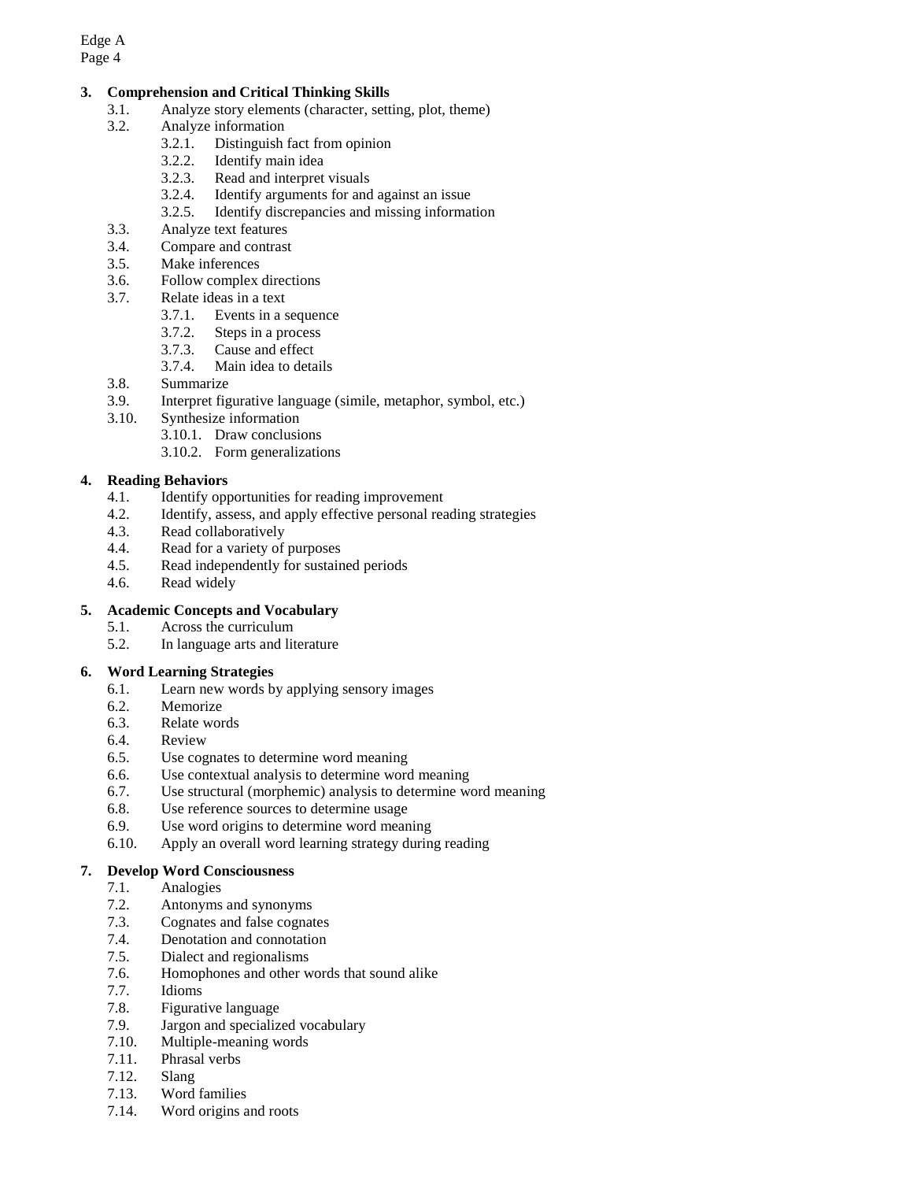**3. Comprehension and Critical Thinking Skills**

- 3.1. Analyze story elements (character, setting, plot, theme)
- 3.2. Analyze information
  - 3.2.1. Distinguish fact from opinion
  - 3.2.2. Identify main idea
  - 3.2.3. Read and interpret visuals
  - 3.2.4. Identify arguments for and against an issue
  - 3.2.5. Identify discrepancies and missing information
- 3.3. Analyze text features
- 3.4. Compare and contrast
- 3.5. Make inferences
- 3.6. Follow complex directions
- 3.7. Relate ideas in a text
  - 3.7.1. Events in a sequence
  - 3.7.2. Steps in a process
  - 3.7.3. Cause and effect
  - 3.7.4. Main idea to details
- 3.8. Summarize
- 3.9. Interpret figurative language (simile, metaphor, symbol, etc.)
- 3.10. Synthesize information
  - 3.10.1. Draw conclusions
  - 3.10.2. Form generalizations

**4. Reading Behaviors**

- 4.1. Identify opportunities for reading improvement
- 4.2. Identify, assess, and apply effective personal reading strategies
- 4.3. Read collaboratively
- 4.4. Read for a variety of purposes
- 4.5. Read independently for sustained periods
- 4.6. Read widely

**5. Academic Concepts and Vocabulary**

- 5.1. Across the curriculum
- 5.2. In language arts and literature

**6. Word Learning Strategies**

- 6.1. Learn new words by applying sensory images
- 6.2. Memorize
- 6.3. Relate words
- 6.4. Review
- 6.5. Use cognates to determine word meaning
- 6.6. Use contextual analysis to determine word meaning
- 6.7. Use structural (morphemic) analysis to determine word meaning
- 6.8. Use reference sources to determine usage
- 6.9. Use word origins to determine word meaning
- 6.10. Apply an overall word learning strategy during reading

**7. Develop Word Consciousness**

- 7.1. Analogies
- 7.2. Antonyms and synonyms
- 7.3. Cognates and false cognates
- 7.4. Denotation and connotation
- 7.5. Dialect and regionalisms
- 7.6. Homophones and other words that sound alike
- 7.7. Idioms
- 7.8. Figurative language
- 7.9. Jargon and specialized vocabulary
- 7.10. Multiple-meaning words
- 7.11. Phrasal verbs
- 7.12. Slang
- 7.13. Word families
- 7.14. Word origins and roots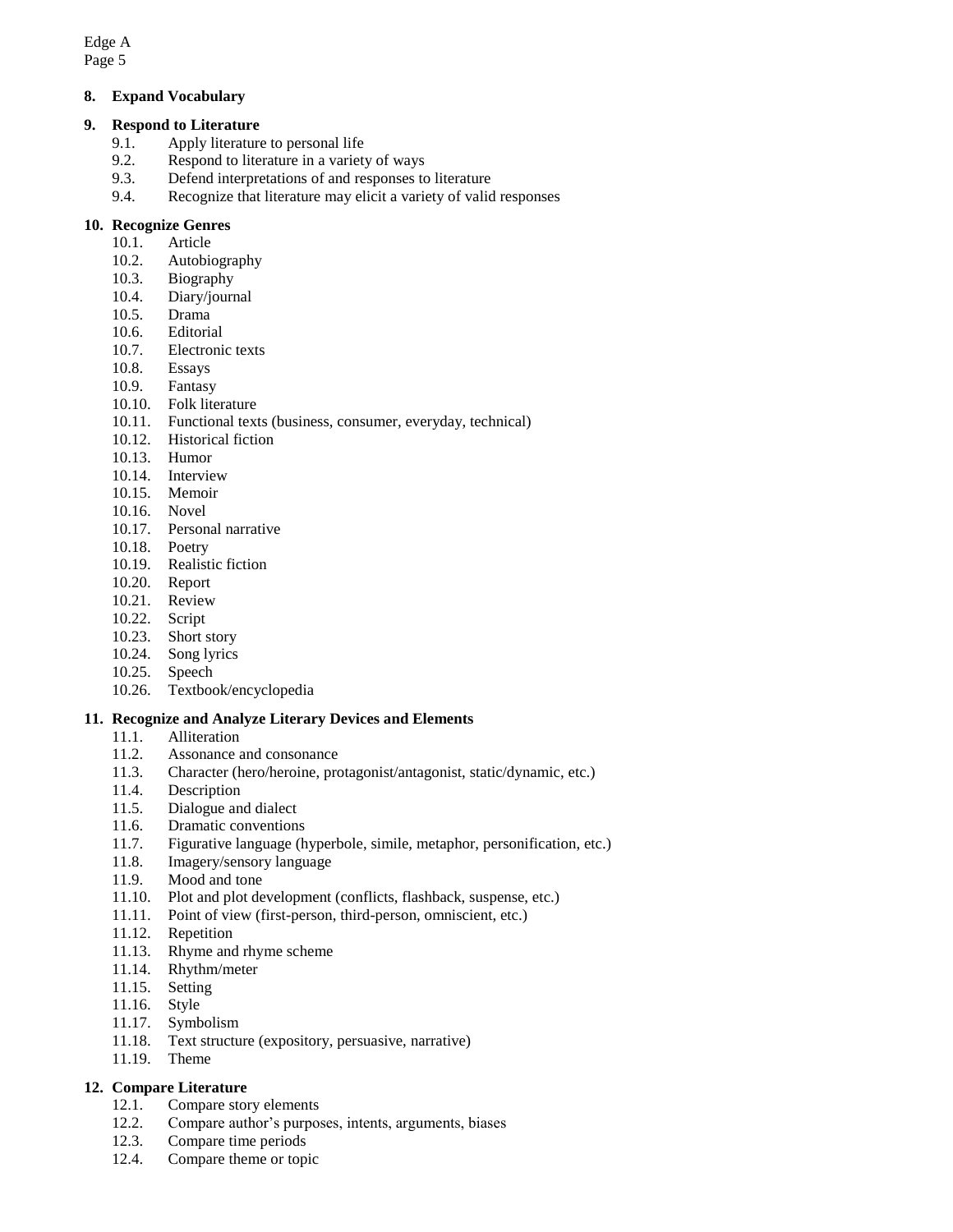**8. Expand Vocabulary**

**9. Respond to Literature**

- 9.1. Apply literature to personal life
- 9.2. Respond to literature in a variety of ways
- 9.3. Defend interpretations of and responses to literature
- 9.4. Recognize that literature may elicit a variety of valid responses

**10. Recognize Genres**

- 10.1. Article
- 10.2. Autobiography
- 10.3. Biography
- 10.4. Diary/journal
- 10.5. Drama
- 10.6. Editorial
- 10.7. Electronic texts
- 10.8. Essays
- 10.9. Fantasy
- 10.10. Folk literature
- 10.11. Functional texts (business, consumer, everyday, technical)
- 10.12. Historical fiction
- 10.13. Humor
- 10.14. Interview
- 10.15. Memoir
- 10.16. Novel
- 10.17. Personal narrative
- 10.18. Poetry
- 10.19. Realistic fiction
- 10.20. Report
- 10.21. Review
- 10.22. Script
- 10.23. Short story
- 10.24. Song lyrics
- 10.25. Speech
- 10.26. Textbook/encyclopedia

**11. Recognize and Analyze Literary Devices and Elements**

- 11.1. Alliteration
- 11.2. Assonance and consonance
- 11.3. Character (hero/heroine, protagonist/antagonist, static/dynamic, etc.)
- 11.4. Description
- 11.5. Dialogue and dialect
- 11.6. Dramatic conventions
- 11.7. Figurative language (hyperbole, simile, metaphor, personification, etc.)
- 11.8. Imagery/sensory language
- 11.9. Mood and tone
- 11.10. Plot and plot development (conflicts, flashback, suspense, etc.)
- 11.11. Point of view (first-person, third-person, omniscient, etc.)
- 11.12. Repetition
- 11.13. Rhyme and rhyme scheme
- 11.14. Rhythm/meter
- 11.15. Setting
- 11.16. Style
- 11.17. Symbolism
- 11.18. Text structure (expository, persuasive, narrative)
- 11.19. Theme

**12. Compare Literature**

- 12.1. Compare story elements
- 12.2. Compare author's purposes, intents, arguments, biases
- 12.3. Compare time periods
- 12.4. Compare theme or topic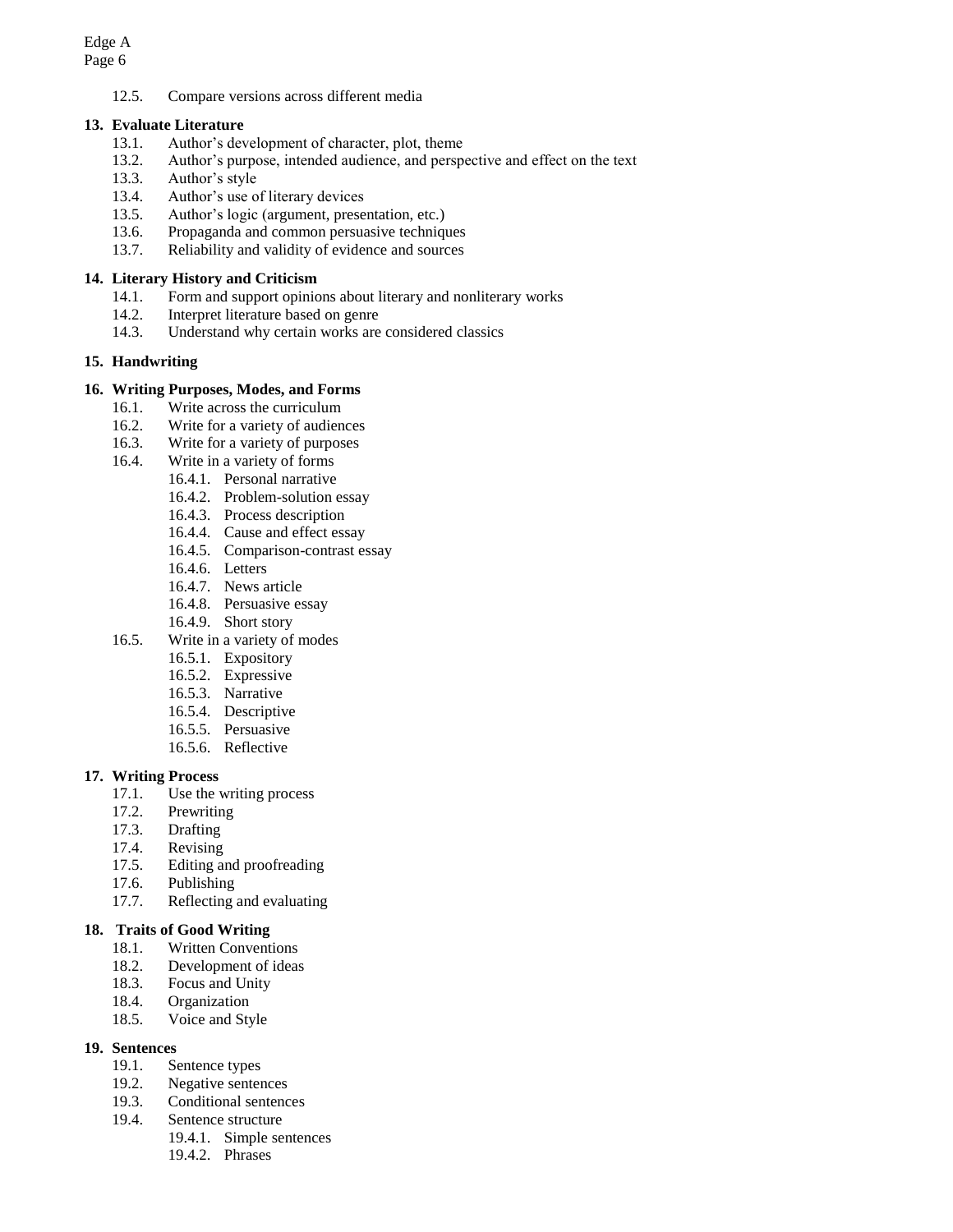12.5. Compare versions across different media

**13. Evaluate Literature**

- 13.1. Author's development of character, plot, theme
- 13.2. Author's purpose, intended audience, and perspective and effect on the text
- 13.3. Author's style
- 13.4. Author's use of literary devices
- 13.5. Author's logic (argument, presentation, etc.)
- 13.6. Propaganda and common persuasive techniques
- 13.7. Reliability and validity of evidence and sources

**14. Literary History and Criticism**

- 14.1. Form and support opinions about literary and nonliterary works
- 14.2. Interpret literature based on genre
- 14.3. Understand why certain works are considered classics

**15. Handwriting**

**16. Writing Purposes, Modes, and Forms**

- 16.1. Write across the curriculum
- 16.2. Write for a variety of audiences
- 16.3. Write for a variety of purposes
- 16.4. Write in a variety of forms
  - 16.4.1. Personal narrative
  - 16.4.2. Problem-solution essay
  - 16.4.3. Process description
  - 16.4.4. Cause and effect essay
  - 16.4.5. Comparison-contrast essay
  - 16.4.6. Letters
  - 16.4.7. News article
  - 16.4.8. Persuasive essay
  - 16.4.9. Short story
- 16.5. Write in a variety of modes
  - 16.5.1. Expository
  - 16.5.2. Expressive
  - 16.5.3. Narrative
  - 16.5.4. Descriptive
  - 16.5.5. Persuasive
  - 16.5.6. Reflective

**17. Writing Process**

- 17.1. Use the writing process
- 17.2. Prewriting
- 17.3. Drafting
- 17.4. Revising
- 17.5. Editing and proofreading
- 17.6. Publishing
- 17.7. Reflecting and evaluating

**18. Traits of Good Writing**

- 18.1. Written Conventions
- 18.2. Development of ideas
- 18.3. Focus and Unity
- 18.4. Organization
- 18.5. Voice and Style

**19. Sentences**

- 19.1. Sentence types
- 19.2. Negative sentences
- 19.3. Conditional sentences
- 19.4. Sentence structure
  - 19.4.1. Simple sentences
  - 19.4.2. Phrases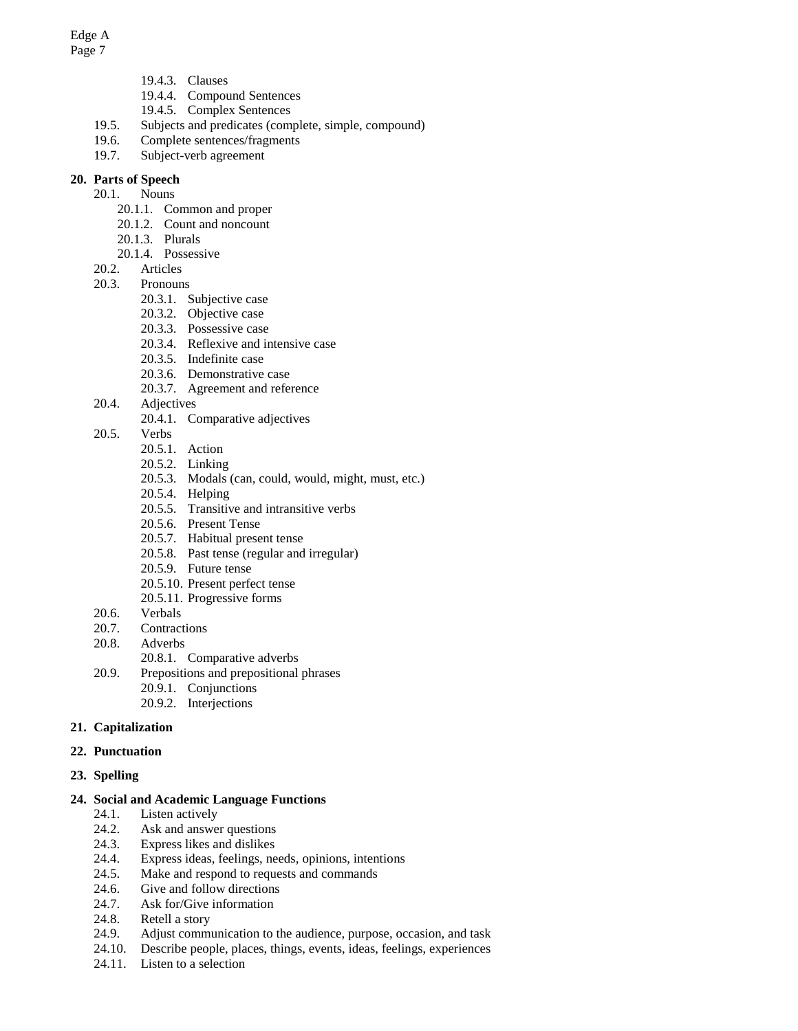- 19.4.3. Clauses
- 19.4.4. Compound Sentences
- 19.4.5. Complex Sentences

19.5. Subjects and predicates (complete, simple, compound)
19.6. Complete sentences/fragments
19.7. Subject-verb agreement

**20. Parts of Speech**

- 20.1. Nouns
  - 20.1.1. Common and proper
  - 20.1.2. Count and noncount
  - 20.1.3. Plurals
  - 20.1.4. Possessive
- 20.2. Articles
- 20.3. Pronouns
  - 20.3.1. Subjective case
  - 20.3.2. Objective case
  - 20.3.3. Possessive case
  - 20.3.4. Reflexive and intensive case
  - 20.3.5. Indefinite case
  - 20.3.6. Demonstrative case
  - 20.3.7. Agreement and reference
- 20.4. Adjectives
  - 20.4.1. Comparative adjectives
- 20.5. Verbs
  - 20.5.1. Action
  - 20.5.2. Linking
  - 20.5.3. Modals (can, could, would, might, must, etc.)
  - 20.5.4. Helping
  - 20.5.5. Transitive and intransitive verbs
  - 20.5.6. Present Tense
  - 20.5.7. Habitual present tense
  - 20.5.8. Past tense (regular and irregular)
  - 20.5.9. Future tense
  - 20.5.10. Present perfect tense
  - 20.5.11. Progressive forms
- 20.6. Verbals
- 20.7. Contractions
- 20.8. Adverbs
  - 20.8.1. Comparative adverbs
- 20.9. Prepositions and prepositional phrases
  - 20.9.1. Conjunctions
  - 20.9.2. Interjections

**21. Capitalization**

**22. Punctuation**

**23. Spelling**

**24. Social and Academic Language Functions**

- 24.1. Listen actively
- 24.2. Ask and answer questions
- 24.3. Express likes and dislikes
- 24.4. Express ideas, feelings, needs, opinions, intentions
- 24.5. Make and respond to requests and commands
- 24.6. Give and follow directions
- 24.7. Ask for/Give information
- 24.8. Retell a story
- 24.9. Adjust communication to the audience, purpose, occasion, and task
- 24.10. Describe people, places, things, events, ideas, feelings, experiences
- 24.11. Listen to a selection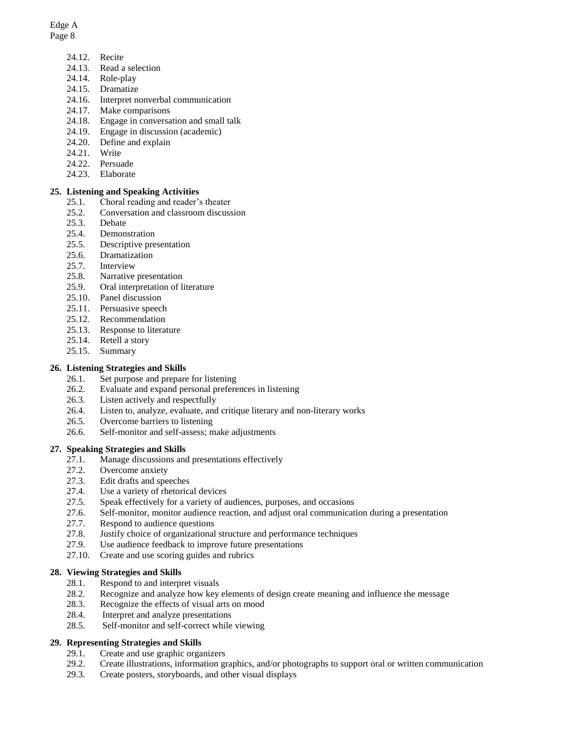- 24.12. Recite
- 24.13. Read a selection
- 24.14. Role-play
- 24.15. Dramatize
- 24.16. Interpret nonverbal communication
- 24.17. Make comparisons
- 24.18. Engage in conversation and small talk
- 24.19. Engage in discussion (academic)
- 24.20. Define and explain
- 24.21. Write
- 24.22. Persuade
- 24.23. Elaborate

**25. Listening and Speaking Activities**

- 25.1. Choral reading and reader's theater
- 25.2. Conversation and classroom discussion
- 25.3. Debate
- 25.4. Demonstration
- 25.5. Descriptive presentation
- 25.6. Dramatization
- 25.7. Interview
- 25.8. Narrative presentation
- 25.9. Oral interpretation of literature
- 25.10. Panel discussion
- 25.11. Persuasive speech
- 25.12. Recommendation
- 25.13. Response to literature
- 25.14. Retell a story
- 25.15. Summary

**26. Listening Strategies and Skills**

- 26.1. Set purpose and prepare for listening
- 26.2. Evaluate and expand personal preferences in listening
- 26.3. Listen actively and respectfully
- 26.4. Listen to, analyze, evaluate, and critique literary and non-literary works
- 26.5. Overcome barriers to listening
- 26.6. Self-monitor and self-assess; make adjustments

**27. Speaking Strategies and Skills**

- 27.1. Manage discussions and presentations effectively
- 27.2. Overcome anxiety
- 27.3. Edit drafts and speeches
- 27.4. Use a variety of rhetorical devices
- 27.5. Speak effectively for a variety of audiences, purposes, and occasions
- 27.6. Self-monitor, monitor audience reaction, and adjust oral communication during a presentation
- 27.7. Respond to audience questions
- 27.8. Justify choice of organizational structure and performance techniques
- 27.9. Use audience feedback to improve future presentations
- 27.10. Create and use scoring guides and rubrics

**28. Viewing Strategies and Skills**

- 28.1. Respond to and interpret visuals
- 28.2. Recognize and analyze how key elements of design create meaning and influence the message
- 28.3. Recognize the effects of visual arts on mood
- 28.4. Interpret and analyze presentations
- 28.5. Self-monitor and self-correct while viewing

**29. Representing Strategies and Skills**

- 29.1. Create and use graphic organizers
- 29.2. Create illustrations, information graphics, and/or photographs to support oral or written communication
- 29.3. Create posters, storyboards, and other visual displays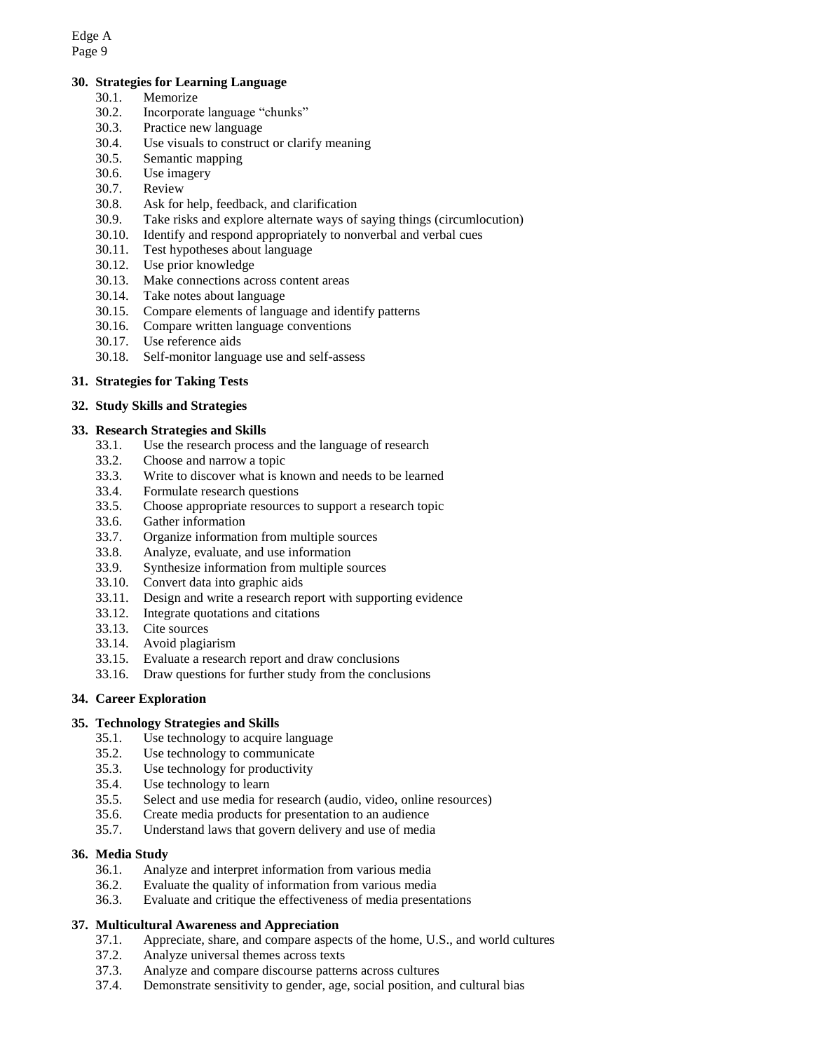**30. Strategies for Learning Language**

- 30.1. Memorize
- 30.2. Incorporate language "chunks"
- 30.3. Practice new language
- 30.4. Use visuals to construct or clarify meaning
- 30.5. Semantic mapping
- 30.6. Use imagery
- 30.7. Review
- 30.8. Ask for help, feedback, and clarification
- 30.9. Take risks and explore alternate ways of saying things (circumlocution)
- 30.10. Identify and respond appropriately to nonverbal and verbal cues
- 30.11. Test hypotheses about language
- 30.12. Use prior knowledge
- 30.13. Make connections across content areas
- 30.14. Take notes about language
- 30.15. Compare elements of language and identify patterns
- 30.16. Compare written language conventions
- 30.17. Use reference aids
- 30.18. Self-monitor language use and self-assess

**31. Strategies for Taking Tests**

**32. Study Skills and Strategies**

**33. Research Strategies and Skills**

- 33.1. Use the research process and the language of research
- 33.2. Choose and narrow a topic
- 33.3. Write to discover what is known and needs to be learned
- 33.4. Formulate research questions
- 33.5. Choose appropriate resources to support a research topic
- 33.6. Gather information
- 33.7. Organize information from multiple sources
- 33.8. Analyze, evaluate, and use information
- 33.9. Synthesize information from multiple sources
- 33.10. Convert data into graphic aids
- 33.11. Design and write a research report with supporting evidence
- 33.12. Integrate quotations and citations
- 33.13. Cite sources
- 33.14. Avoid plagiarism
- 33.15. Evaluate a research report and draw conclusions
- 33.16. Draw questions for further study from the conclusions

**34. Career Exploration**

**35. Technology Strategies and Skills**

- 35.1. Use technology to acquire language
- 35.2. Use technology to communicate
- 35.3. Use technology for productivity
- 35.4. Use technology to learn
- 35.5. Select and use media for research (audio, video, online resources)
- 35.6. Create media products for presentation to an audience
- 35.7. Understand laws that govern delivery and use of media

**36. Media Study**

- 36.1. Analyze and interpret information from various media
- 36.2. Evaluate the quality of information from various media
- 36.3. Evaluate and critique the effectiveness of media presentations

**37. Multicultural Awareness and Appreciation**

- 37.1. Appreciate, share, and compare aspects of the home, U.S., and world cultures
- 37.2. Analyze universal themes across texts
- 37.3. Analyze and compare discourse patterns across cultures
- 37.4. Demonstrate sensitivity to gender, age, social position, and cultural bias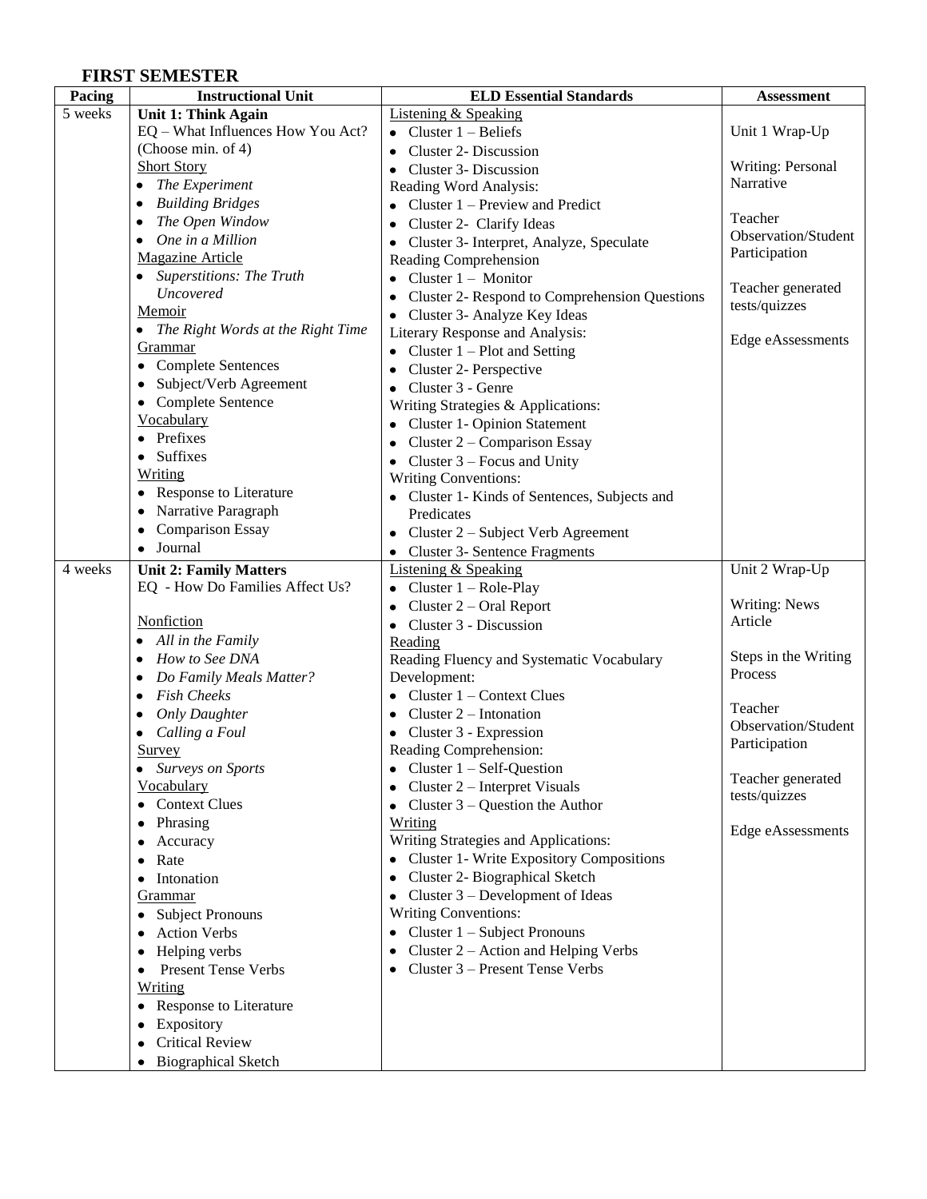## FIRST SEMESTER

| Pacing | Instructional Unit | ELD Essential Standards | Assessment |
| --- | --- | --- | --- |
| 5 weeks | **Unit 1: Think Again**<br>EQ – What Influences How You Act? (Choose min. of 4)<br>Short Story<br>• *The Experiment*<br>• *Building Bridges*<br>• *The Open Window*<br>• *One in a Million*<br>Magazine Article<br>• *Superstitions: The Truth Uncovered*<br>Memoir<br>• *The Right Words at the Right Time*<br>Grammar<br>• Complete Sentences<br>• Subject/Verb Agreement<br>• Complete Sentence<br>Vocabulary<br>• Prefixes<br>• Suffixes<br>Writing<br>• Response to Literature<br>• Narrative Paragraph<br>• Comparison Essay<br>• Journal | Listening & Speaking<br>• Cluster 1 – Beliefs<br>• Cluster 2- Discussion<br>• Cluster 3- Discussion<br>Reading Word Analysis:<br>• Cluster 1 – Preview and Predict<br>• Cluster 2- Clarify Ideas<br>• Cluster 3- Interpret, Analyze, Speculate<br>Reading Comprehension<br>• Cluster 1 – Monitor<br>• Cluster 2- Respond to Comprehension Questions<br>• Cluster 3- Analyze Key Ideas<br>Literary Response and Analysis:<br>• Cluster 1 – Plot and Setting<br>• Cluster 2- Perspective<br>• Cluster 3 - Genre<br>Writing Strategies & Applications:<br>• Cluster 1- Opinion Statement<br>• Cluster 2 – Comparison Essay<br>• Cluster 3 – Focus and Unity<br>Writing Conventions:<br>• Cluster 1- Kinds of Sentences, Subjects and Predicates<br>• Cluster 2 – Subject Verb Agreement<br>• Cluster 3- Sentence Fragments | Unit 1 Wrap-Up<br><br>Writing: Personal Narrative<br><br>Teacher Observation/Student Participation<br><br>Teacher generated tests/quizzes<br><br>Edge eAssessments |
| 4 weeks | **Unit 2: Family Matters**<br>EQ - How Do Families Affect Us?<br><br>Nonfiction<br>• *All in the Family*<br>• *How to See DNA*<br>• *Do Family Meals Matter?*<br>• *Fish Cheeks*<br>• *Only Daughter*<br>• *Calling a Foul*<br>Survey<br>• *Surveys on Sports*<br>Vocabulary<br>• Context Clues<br>• Phrasing<br>• Accuracy<br>• Rate<br>• Intonation<br>Grammar<br>• Subject Pronouns<br>• Action Verbs<br>• Helping verbs<br>• Present Tense Verbs<br>Writing<br>• Response to Literature<br>• Expository<br>• Critical Review<br>• Biographical Sketch | Listening & Speaking<br>• Cluster 1 – Role-Play<br>• Cluster 2 – Oral Report<br>• Cluster 3 - Discussion<br>Reading<br>Reading Fluency and Systematic Vocabulary Development:<br>• Cluster 1 – Context Clues<br>• Cluster 2 – Intonation<br>• Cluster 3 - Expression<br>Reading Comprehension:<br>• Cluster 1 – Self-Question<br>• Cluster 2 – Interpret Visuals<br>• Cluster 3 – Question the Author<br>Writing<br>Writing Strategies and Applications:<br>• Cluster 1- Write Expository Compositions<br>• Cluster 2- Biographical Sketch<br>• Cluster 3 – Development of Ideas<br>Writing Conventions:<br>• Cluster 1 – Subject Pronouns<br>• Cluster 2 – Action and Helping Verbs<br>• Cluster 3 – Present Tense Verbs | Unit 2 Wrap-Up<br><br>Writing: News Article<br><br>Steps in the Writing Process<br><br>Teacher Observation/Student Participation<br><br>Teacher generated tests/quizzes<br><br>Edge eAssessments |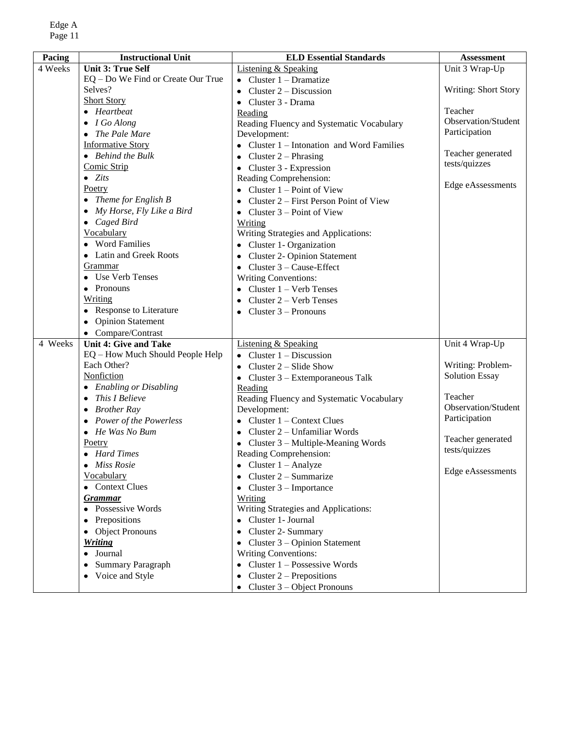| Pacing | Instructional Unit | ELD Essential Standards | Assessment |
|---|---|---|---|
| 4 Weeks | **Unit 3: True Self**<br>EQ – Do We Find or Create Our True Selves?<br>Short Story<br>• *Heartbeat*<br>• *I Go Along*<br>• *The Pale Mare*<br>Informative Story<br>• *Behind the Bulk*<br>Comic Strip<br>• *Zits*<br>Poetry<br>• *Theme for English B*<br>• *My Horse, Fly Like a Bird*<br>• *Caged Bird*<br>Vocabulary<br>• Word Families<br>• Latin and Greek Roots<br>Grammar<br>• Use Verb Tenses<br>• Pronouns<br>Writing<br>• Response to Literature<br>• Opinion Statement<br>• Compare/Contrast | Listening & Speaking<br>• Cluster 1 – Dramatize<br>• Cluster 2 – Discussion<br>• Cluster 3 - Drama<br>Reading<br>Reading Fluency and Systematic Vocabulary Development:<br>• Cluster 1 – Intonation and Word Families<br>• Cluster 2 – Phrasing<br>• Cluster 3 - Expression<br>Reading Comprehension:<br>• Cluster 1 – Point of View<br>• Cluster 2 – First Person Point of View<br>• Cluster 3 – Point of View<br>Writing<br>Writing Strategies and Applications:<br>• Cluster 1- Organization<br>• Cluster 2- Opinion Statement<br>• Cluster 3 – Cause-Effect<br>Writing Conventions:<br>• Cluster 1 – Verb Tenses<br>• Cluster 2 – Verb Tenses<br>• Cluster 3 – Pronouns | Unit 3 Wrap-Up<br><br>Writing: Short Story<br><br>Teacher Observation/Student Participation<br><br>Teacher generated tests/quizzes<br><br>Edge eAssessments |
| 4 Weeks | **Unit 4: Give and Take**<br>EQ – How Much Should People Help Each Other?<br>Nonfiction<br>• *Enabling or Disabling*<br>• *This I Believe*<br>• *Brother Ray*<br>• *Power of the Powerless*<br>• *He Was No Bum*<br>Poetry<br>• *Hard Times*<br>• *Miss Rosie*<br>Vocabulary<br>• Context Clues<br>***Grammar***<br>• Possessive Words<br>• Prepositions<br>• Object Pronouns<br>***Writing***<br>• Journal<br>• Summary Paragraph<br>• Voice and Style | Listening & Speaking<br>• Cluster 1 – Discussion<br>• Cluster 2 – Slide Show<br>• Cluster 3 – Extemporaneous Talk<br>Reading<br>Reading Fluency and Systematic Vocabulary Development:<br>• Cluster 1 – Context Clues<br>• Cluster 2 – Unfamiliar Words<br>• Cluster 3 – Multiple-Meaning Words<br>Reading Comprehension:<br>• Cluster 1 – Analyze<br>• Cluster 2 – Summarize<br>• Cluster 3 – Importance<br>Writing<br>Writing Strategies and Applications:<br>• Cluster 1- Journal<br>• Cluster 2- Summary<br>• Cluster 3 – Opinion Statement<br>Writing Conventions:<br>• Cluster 1 – Possessive Words<br>• Cluster 2 – Prepositions<br>• Cluster 3 – Object Pronouns | Unit 4 Wrap-Up<br><br>Writing: Problem-Solution Essay<br><br>Teacher Observation/Student Participation<br><br>Teacher generated tests/quizzes<br><br>Edge eAssessments |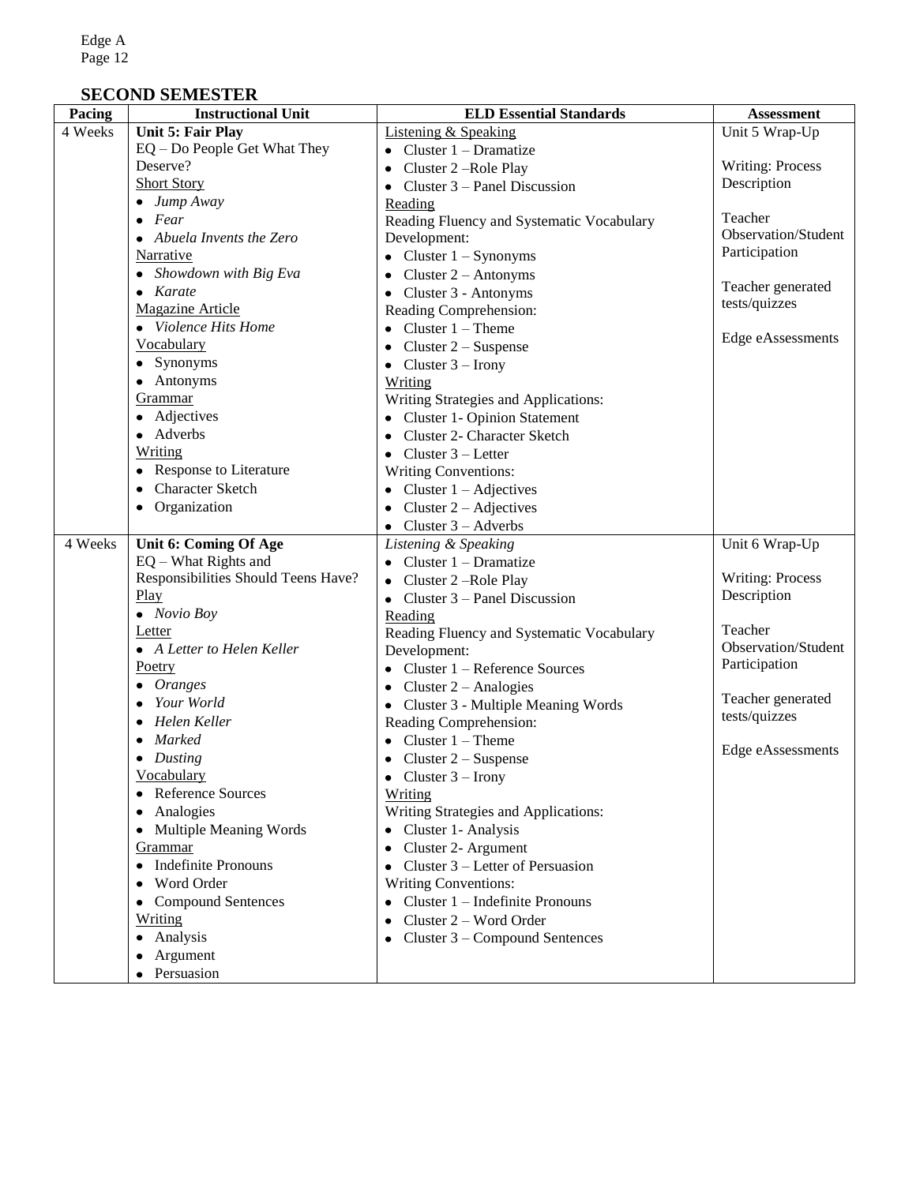## SECOND SEMESTER

| Pacing | Instructional Unit | ELD Essential Standards | Assessment |
|---|---|---|---|
| 4 Weeks | **Unit 5: Fair Play**<br>EQ – Do People Get What They Deserve?<br><u>Short Story</u><br>• *Jump Away*<br>• *Fear*<br>• *Abuela Invents the Zero*<br><u>Narrative</u><br>• *Showdown with Big Eva*<br>• *Karate*<br><u>Magazine Article</u><br>• *Violence Hits Home*<br><u>Vocabulary</u><br>• Synonyms<br>• Antonyms<br><u>Grammar</u><br>• Adjectives<br>• Adverbs<br><u>Writing</u><br>• Response to Literature<br>• Character Sketch<br>• Organization | <u>Listening & Speaking</u><br>• Cluster 1 – Dramatize<br>• Cluster 2 –Role Play<br>• Cluster 3 – Panel Discussion<br><u>Reading</u><br>Reading Fluency and Systematic Vocabulary Development:<br>• Cluster 1 – Synonyms<br>• Cluster 2 – Antonyms<br>• Cluster 3 - Antonyms<br>Reading Comprehension:<br>• Cluster 1 – Theme<br>• Cluster 2 – Suspense<br>• Cluster 3 – Irony<br><u>Writing</u><br>Writing Strategies and Applications:<br>• Cluster 1- Opinion Statement<br>• Cluster 2- Character Sketch<br>• Cluster 3 – Letter<br>Writing Conventions:<br>• Cluster 1 – Adjectives<br>• Cluster 2 – Adjectives<br>• Cluster 3 – Adverbs | Unit 5 Wrap-Up<br><br>Writing: Process Description<br><br>Teacher Observation/Student Participation<br><br>Teacher generated tests/quizzes<br><br>Edge eAssessments |
| 4 Weeks | **Unit 6: Coming Of Age**<br>EQ – What Rights and Responsibilities Should Teens Have?<br><u>Play</u><br>• *Novio Boy*<br><u>Letter</u><br>• *A Letter to Helen Keller*<br><u>Poetry</u><br>• *Oranges*<br>• *Your World*<br>• *Helen Keller*<br>• *Marked*<br>• *Dusting*<br><u>Vocabulary</u><br>• Reference Sources<br>• Analogies<br>• Multiple Meaning Words<br><u>Grammar</u><br>• Indefinite Pronouns<br>• Word Order<br>• Compound Sentences<br><u>Writing</u><br>• Analysis<br>• Argument<br>• Persuasion | *Listening & Speaking*<br>• Cluster 1 – Dramatize<br>• Cluster 2 –Role Play<br>• Cluster 3 – Panel Discussion<br><u>Reading</u><br>Reading Fluency and Systematic Vocabulary Development:<br>• Cluster 1 – Reference Sources<br>• Cluster 2 – Analogies<br>• Cluster 3 - Multiple Meaning Words<br>Reading Comprehension:<br>• Cluster 1 – Theme<br>• Cluster 2 – Suspense<br>• Cluster 3 – Irony<br><u>Writing</u><br>Writing Strategies and Applications:<br>• Cluster 1- Analysis<br>• Cluster 2- Argument<br>• Cluster 3 – Letter of Persuasion<br>Writing Conventions:<br>• Cluster 1 – Indefinite Pronouns<br>• Cluster 2 – Word Order<br>• Cluster 3 – Compound Sentences | Unit 6 Wrap-Up<br><br>Writing: Process Description<br><br>Teacher Observation/Student Participation<br><br>Teacher generated tests/quizzes<br><br>Edge eAssessments |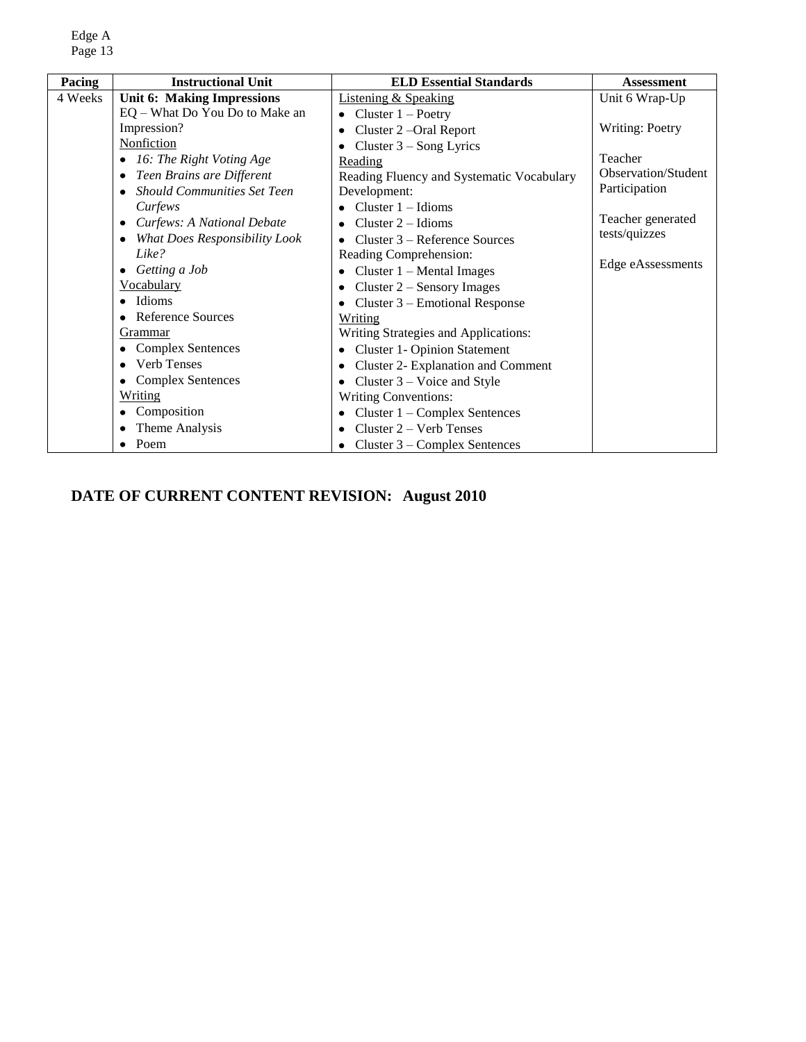| Pacing | Instructional Unit | ELD Essential Standards | Assessment |
|---|---|---|---|
| 4 Weeks | **Unit 6: Making Impressions**<br>EQ – What Do You Do to Make an Impression?<br>Nonfiction<br>• *16: The Right Voting Age*<br>• *Teen Brains are Different*<br>• *Should Communities Set Teen Curfews*<br>• *Curfews: A National Debate*<br>• *What Does Responsibility Look Like?*<br>• *Getting a Job*<br>Vocabulary<br>• Idioms<br>• Reference Sources<br>Grammar<br>• Complex Sentences<br>• Verb Tenses<br>• Complex Sentences<br>Writing<br>• Composition<br>• Theme Analysis<br>• Poem | Listening & Speaking<br>• Cluster 1 – Poetry<br>• Cluster 2 –Oral Report<br>• Cluster 3 – Song Lyrics<br>Reading<br>Reading Fluency and Systematic Vocabulary Development:<br>• Cluster 1 – Idioms<br>• Cluster 2 – Idioms<br>• Cluster 3 – Reference Sources<br>Reading Comprehension:<br>• Cluster 1 – Mental Images<br>• Cluster 2 – Sensory Images<br>• Cluster 3 – Emotional Response<br>Writing<br>Writing Strategies and Applications:<br>• Cluster 1- Opinion Statement<br>• Cluster 2- Explanation and Comment<br>• Cluster 3 – Voice and Style<br>Writing Conventions:<br>• Cluster 1 – Complex Sentences<br>• Cluster 2 – Verb Tenses<br>• Cluster 3 – Complex Sentences | Unit 6 Wrap-Up<br><br>Writing: Poetry<br><br>Teacher Observation/Student Participation<br><br>Teacher generated tests/quizzes<br><br>Edge eAssessments |

**DATE OF CURRENT CONTENT REVISION: August 2010**